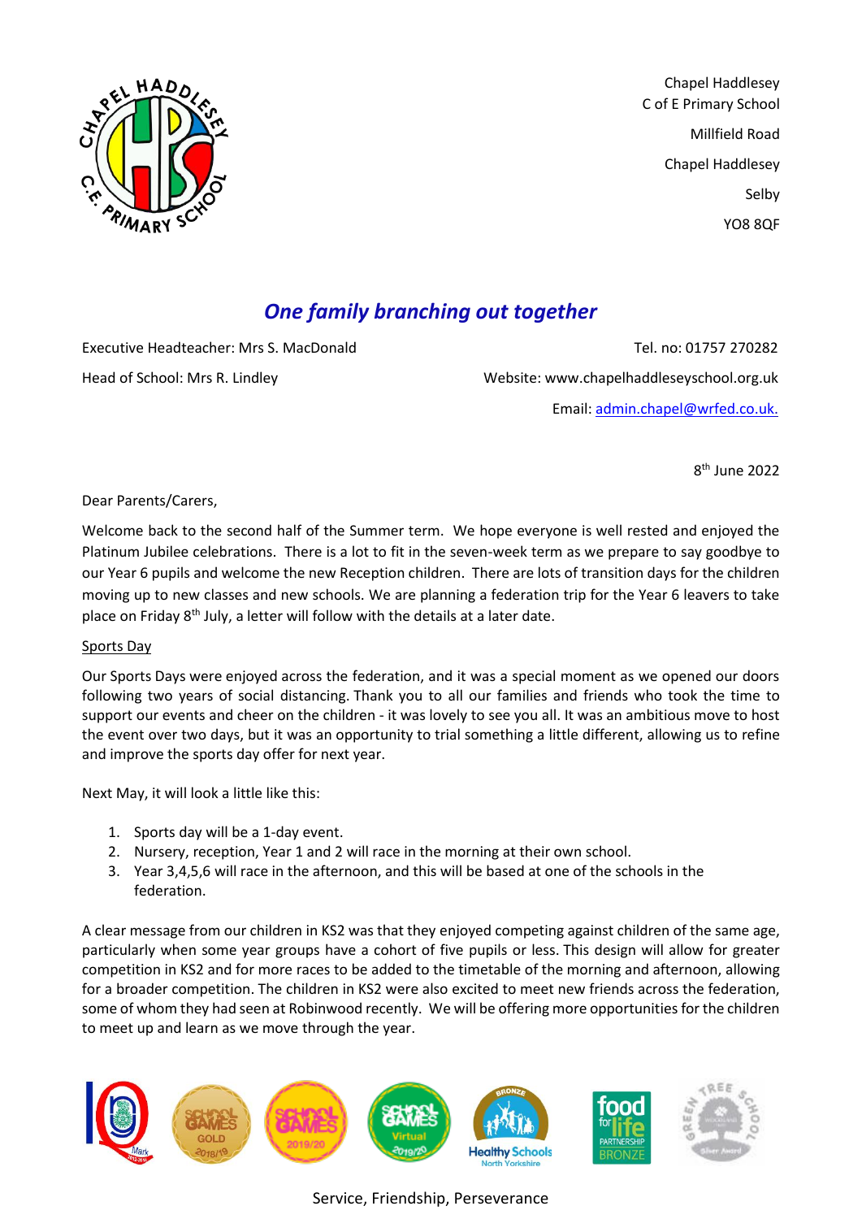Chapel Haddlesey
C of E Primary School
Millfield Road
Chapel Haddlesey
Selby
YO8 8QF

## *One family branching out together*

Executive Headteacher: Mrs S. MacDonald

Head of School: Mrs R. Lindley

Tel. no: 01757 270282

Website: www.chapelhaddleseyschool.org.uk

Email: admin.chapel@wrfed.co.uk.

8th June 2022

Dear Parents/Carers,

Welcome back to the second half of the Summer term. We hope everyone is well rested and enjoyed the Platinum Jubilee celebrations. There is a lot to fit in the seven-week term as we prepare to say goodbye to our Year 6 pupils and welcome the new Reception children. There are lots of transition days for the children moving up to new classes and new schools. We are planning a federation trip for the Year 6 leavers to take place on Friday 8th July, a letter will follow with the details at a later date.

<u>Sports Day</u>

Our Sports Days were enjoyed across the federation, and it was a special moment as we opened our doors following two years of social distancing. Thank you to all our families and friends who took the time to support our events and cheer on the children - it was lovely to see you all. It was an ambitious move to host the event over two days, but it was an opportunity to trial something a little different, allowing us to refine and improve the sports day offer for next year.

Next May, it will look a little like this:

1. Sports day will be a 1-day event.
2. Nursery, reception, Year 1 and 2 will race in the morning at their own school.
3. Year 3,4,5,6 will race in the afternoon, and this will be based at one of the schools in the federation.

A clear message from our children in KS2 was that they enjoyed competing against children of the same age, particularly when some year groups have a cohort of five pupils or less. This design will allow for greater competition in KS2 and for more races to be added to the timetable of the morning and afternoon, allowing for a broader competition. The children in KS2 were also excited to meet new friends across the federation, some of whom they had seen at Robinwood recently. We will be offering more opportunities for the children to meet up and learn as we move through the year.

Service, Friendship, Perseverance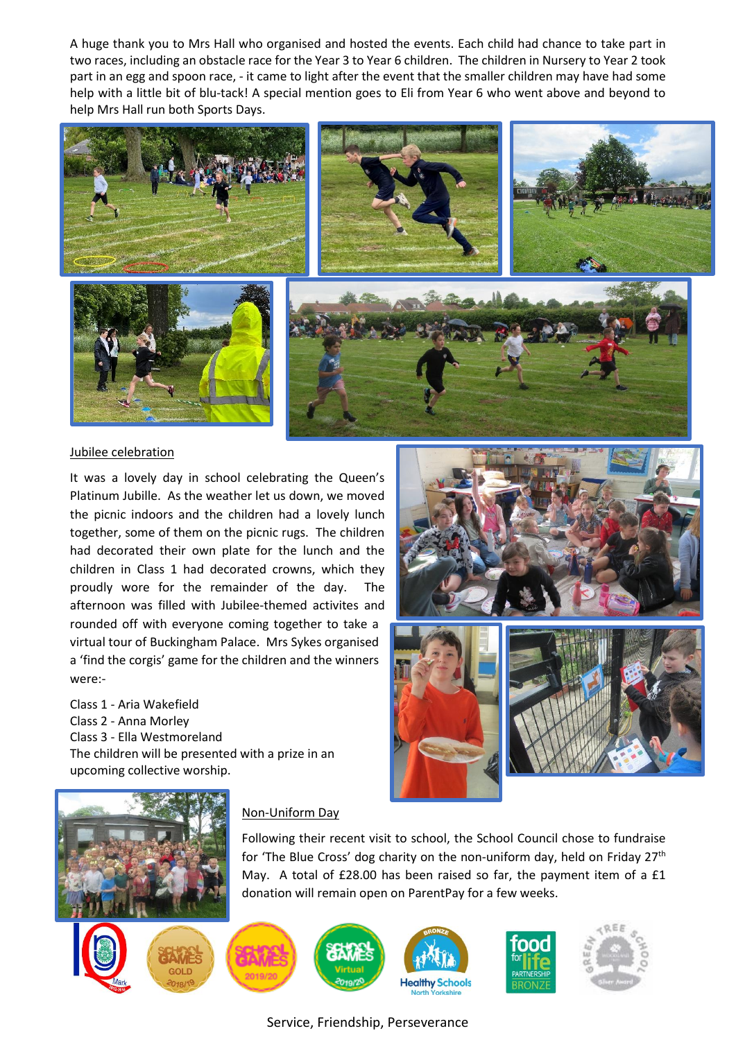A huge thank you to Mrs Hall who organised and hosted the events. Each child had chance to take part in two races, including an obstacle race for the Year 3 to Year 6 children. The children in Nursery to Year 2 took part in an egg and spoon race, - it came to light after the event that the smaller children may have had some help with a little bit of blu-tack! A special mention goes to Eli from Year 6 who went above and beyond to help Mrs Hall run both Sports Days.

## Jubilee celebration

It was a lovely day in school celebrating the Queen's Platinum Jubille. As the weather let us down, we moved the picnic indoors and the children had a lovely lunch together, some of them on the picnic rugs. The children had decorated their own plate for the lunch and the children in Class 1 had decorated crowns, which they proudly wore for the remainder of the day. The afternoon was filled with Jubilee-themed activites and rounded off with everyone coming together to take a virtual tour of Buckingham Palace. Mrs Sykes organised a 'find the corgis' game for the children and the winners were:-

Class 1 - Aria Wakefield
Class 2 - Anna Morley
Class 3 - Ella Westmoreland
The children will be presented with a prize in an upcoming collective worship.

## Non-Uniform Day

Following their recent visit to school, the School Council chose to fundraise for 'The Blue Cross' dog charity on the non-uniform day, held on Friday 27th May. A total of £28.00 has been raised so far, the payment item of a £1 donation will remain open on ParentPay for a few weeks.

Service, Friendship, Perseverance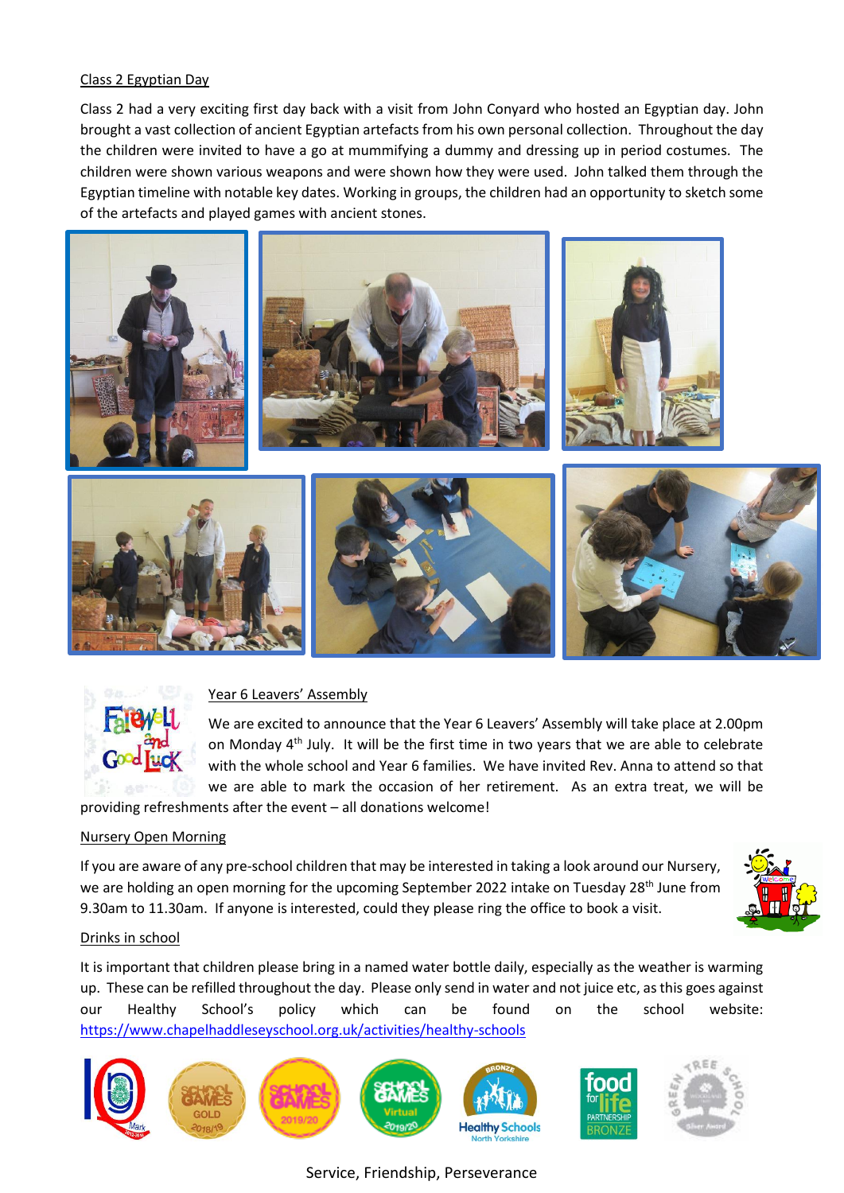## Class 2 Egyptian Day

Class 2 had a very exciting first day back with a visit from John Conyard who hosted an Egyptian day. John brought a vast collection of ancient Egyptian artefacts from his own personal collection. Throughout the day the children were invited to have a go at mummifying a dummy and dressing up in period costumes. The children were shown various weapons and were shown how they were used. John talked them through the Egyptian timeline with notable key dates. Working in groups, the children had an opportunity to sketch some of the artefacts and played games with ancient stones.

## Year 6 Leavers' Assembly

We are excited to announce that the Year 6 Leavers' Assembly will take place at 2.00pm on Monday 4th July. It will be the first time in two years that we are able to celebrate with the whole school and Year 6 families. We have invited Rev. Anna to attend so that we are able to mark the occasion of her retirement. As an extra treat, we will be providing refreshments after the event – all donations welcome!

## Nursery Open Morning

If you are aware of any pre-school children that may be interested in taking a look around our Nursery, we are holding an open morning for the upcoming September 2022 intake on Tuesday 28th June from 9.30am to 11.30am. If anyone is interested, could they please ring the office to book a visit.

## Drinks in school

It is important that children please bring in a named water bottle daily, especially as the weather is warming up. These can be refilled throughout the day. Please only send in water and not juice etc, as this goes against our Healthy School's policy which can be found on the school website: https://www.chapelhaddleseyschool.org.uk/activities/healthy-schools

Service, Friendship, Perseverance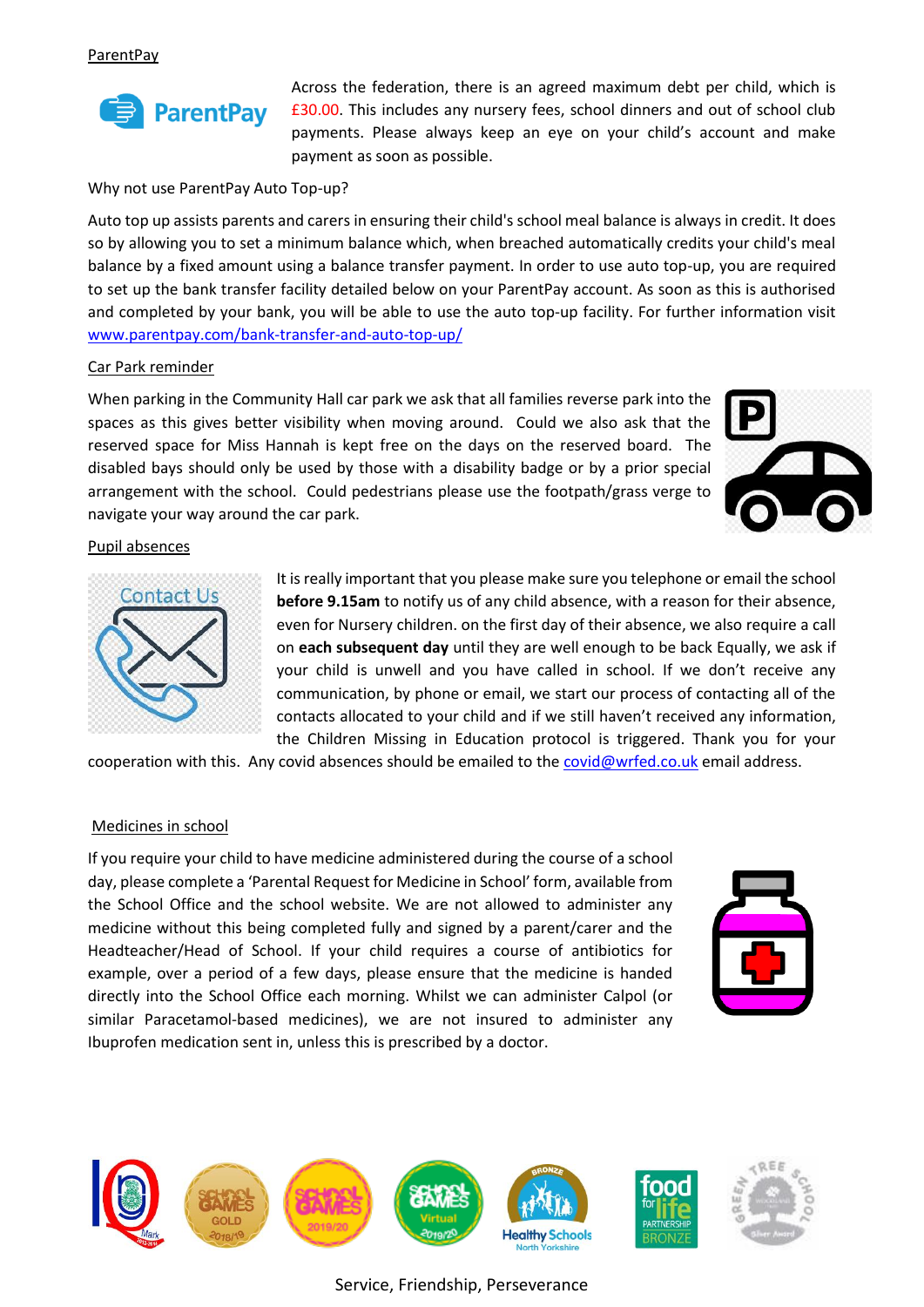## ParentPay

Across the federation, there is an agreed maximum debt per child, which is £30.00. This includes any nursery fees, school dinners and out of school club payments. Please always keep an eye on your child's account and make payment as soon as possible.

Why not use ParentPay Auto Top-up?

Auto top up assists parents and carers in ensuring their child's school meal balance is always in credit. It does so by allowing you to set a minimum balance which, when breached automatically credits your child's meal balance by a fixed amount using a balance transfer payment. In order to use auto top-up, you are required to set up the bank transfer facility detailed below on your ParentPay account. As soon as this is authorised and completed by your bank, you will be able to use the auto top-up facility. For further information visit www.parentpay.com/bank-transfer-and-auto-top-up/

## Car Park reminder

When parking in the Community Hall car park we ask that all families reverse park into the spaces as this gives better visibility when moving around. Could we also ask that the reserved space for Miss Hannah is kept free on the days on the reserved board. The disabled bays should only be used by those with a disability badge or by a prior special arrangement with the school. Could pedestrians please use the footpath/grass verge to navigate your way around the car park.

## Pupil absences

It is really important that you please make sure you telephone or email the school **before 9.15am** to notify us of any child absence, with a reason for their absence, even for Nursery children. on the first day of their absence, we also require a call on **each subsequent day** until they are well enough to be back Equally, we ask if your child is unwell and you have called in school. If we don't receive any communication, by phone or email, we start our process of contacting all of the contacts allocated to your child and if we still haven't received any information, the Children Missing in Education protocol is triggered. Thank you for your cooperation with this. Any covid absences should be emailed to the covid@wrfed.co.uk email address.

## Medicines in school

If you require your child to have medicine administered during the course of a school day, please complete a 'Parental Request for Medicine in School' form, available from the School Office and the school website. We are not allowed to administer any medicine without this being completed fully and signed by a parent/carer and the Headteacher/Head of School. If your child requires a course of antibiotics for example, over a period of a few days, please ensure that the medicine is handed directly into the School Office each morning. Whilst we can administer Calpol (or similar Paracetamol-based medicines), we are not insured to administer any Ibuprofen medication sent in, unless this is prescribed by a doctor.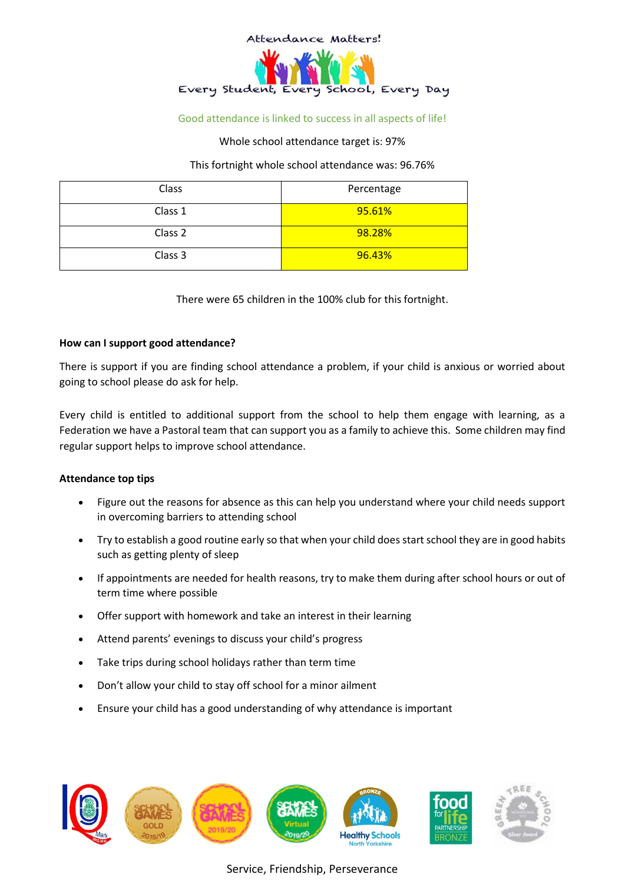Attendance Matters!

Every Student, Every School, Every Day

Good attendance is linked to success in all aspects of life!

Whole school attendance target is: 97%

This fortnight whole school attendance was: 96.76%

| Class | Percentage |
|---|---|
| Class 1 | 95.61% |
| Class 2 | 98.28% |
| Class 3 | 96.43% |

There were 65 children in the 100% club for this fortnight.

**How can I support good attendance?**

There is support if you are finding school attendance a problem, if your child is anxious or worried about going to school please do ask for help.

Every child is entitled to additional support from the school to help them engage with learning, as a Federation we have a Pastoral team that can support you as a family to achieve this. Some children may find regular support helps to improve school attendance.

**Attendance top tips**

- Figure out the reasons for absence as this can help you understand where your child needs support in overcoming barriers to attending school
- Try to establish a good routine early so that when your child does start school they are in good habits such as getting plenty of sleep
- If appointments are needed for health reasons, try to make them during after school hours or out of term time where possible
- Offer support with homework and take an interest in their learning
- Attend parents' evenings to discuss your child's progress
- Take trips during school holidays rather than term time
- Don't allow your child to stay off school for a minor ailment
- Ensure your child has a good understanding of why attendance is important

Service, Friendship, Perseverance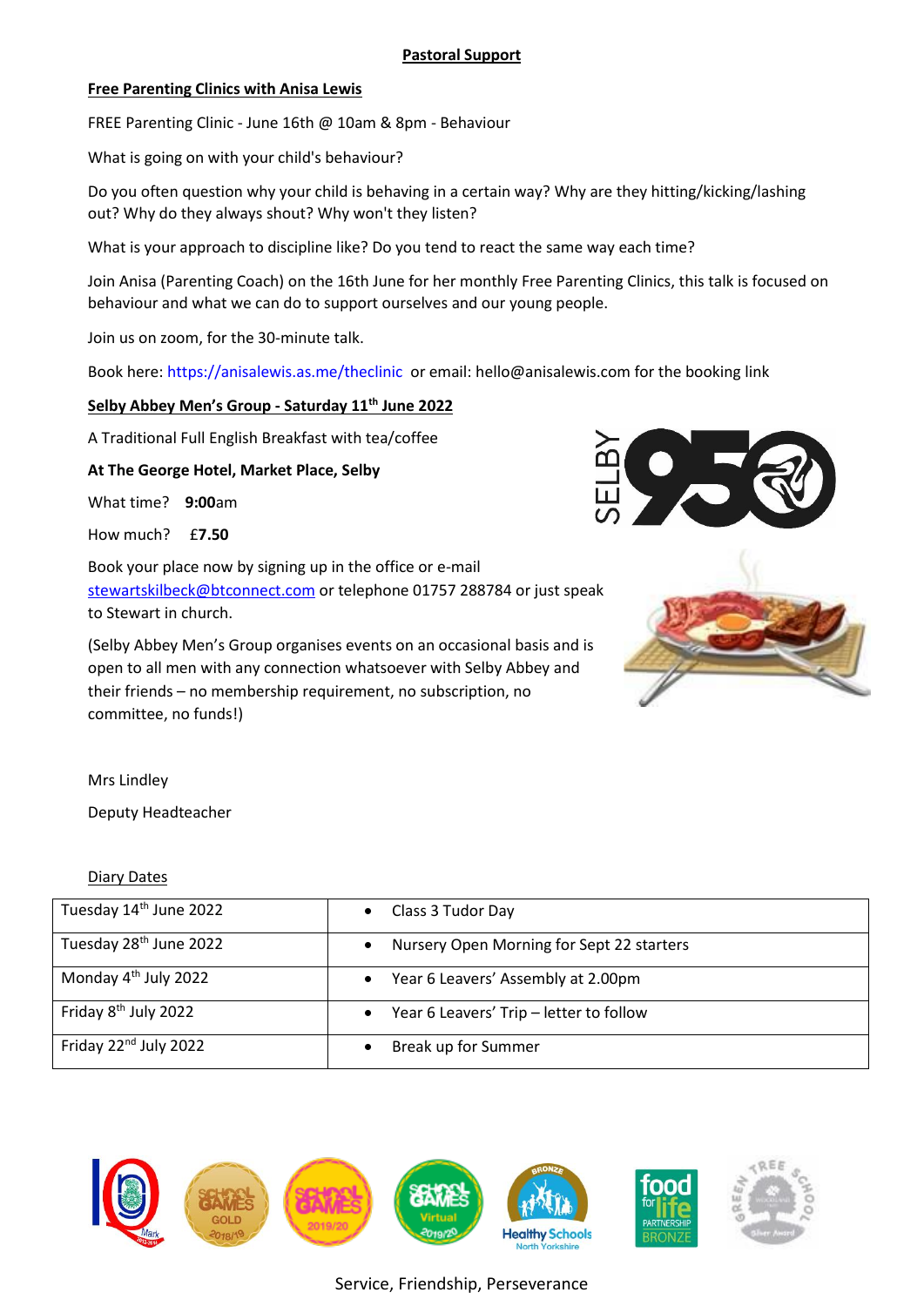## Pastoral Support

### Free Parenting Clinics with Anisa Lewis

FREE Parenting Clinic - June 16th @ 10am & 8pm - Behaviour

What is going on with your child's behaviour?

Do you often question why your child is behaving in a certain way? Why are they hitting/kicking/lashing out? Why do they always shout? Why won't they listen?

What is your approach to discipline like? Do you tend to react the same way each time?

Join Anisa (Parenting Coach) on the 16th June for her monthly Free Parenting Clinics, this talk is focused on behaviour and what we can do to support ourselves and our young people.

Join us on zoom, for the 30-minute talk.

Book here: https://anisalewis.as.me/theclinic or email: hello@anisalewis.com for the booking link

### Selby Abbey Men's Group - Saturday 11th June 2022

A Traditional Full English Breakfast with tea/coffee

**At The George Hotel, Market Place, Selby**

What time? **9:00**am

How much? **£7.50**

Book your place now by signing up in the office or e-mail stewartskilbeck@btconnect.com or telephone 01757 288784 or just speak to Stewart in church.

(Selby Abbey Men's Group organises events on an occasional basis and is open to all men with any connection whatsoever with Selby Abbey and their friends – no membership requirement, no subscription, no committee, no funds!)

Mrs Lindley

Deputy Headteacher

Diary Dates

| | |
|---|---|
| Tuesday 14th June 2022 | • Class 3 Tudor Day |
| Tuesday 28th June 2022 | • Nursery Open Morning for Sept 22 starters |
| Monday 4th July 2022 | • Year 6 Leavers' Assembly at 2.00pm |
| Friday 8th July 2022 | • Year 6 Leavers' Trip – letter to follow |
| Friday 22nd July 2022 | • Break up for Summer |

Service, Friendship, Perseverance